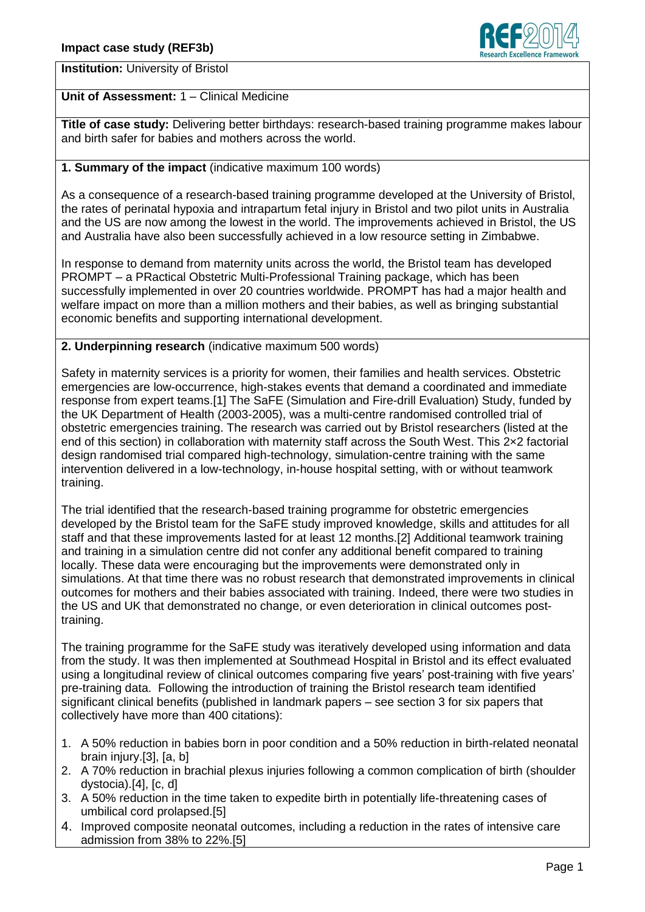**Impact case study (REF3b)**

**Institution:** University of Bristol

**Unit of Assessment:** 1 – Clinical Medicine

**Title of case study:** Delivering better birthdays: research-based training programme makes labour and birth safer for babies and mothers across the world.

## 1. Summary of the impact (indicative maximum 100 words)

As a consequence of a research-based training programme developed at the University of Bristol, the rates of perinatal hypoxia and intrapartum fetal injury in Bristol and two pilot units in Australia and the US are now among the lowest in the world. The improvements achieved in Bristol, the US and Australia have also been successfully achieved in a low resource setting in Zimbabwe.

In response to demand from maternity units across the world, the Bristol team has developed PROMPT – a PRactical Obstetric Multi-Professional Training package, which has been successfully implemented in over 20 countries worldwide. PROMPT has had a major health and welfare impact on more than a million mothers and their babies, as well as bringing substantial economic benefits and supporting international development.

## 2. Underpinning research (indicative maximum 500 words)

Safety in maternity services is a priority for women, their families and health services. Obstetric emergencies are low-occurrence, high-stakes events that demand a coordinated and immediate response from expert teams.[1] The SaFE (Simulation and Fire-drill Evaluation) Study, funded by the UK Department of Health (2003-2005), was a multi-centre randomised controlled trial of obstetric emergencies training. The research was carried out by Bristol researchers (listed at the end of this section) in collaboration with maternity staff across the South West. This 2×2 factorial design randomised trial compared high-technology, simulation-centre training with the same intervention delivered in a low-technology, in-house hospital setting, with or without teamwork training.

The trial identified that the research-based training programme for obstetric emergencies developed by the Bristol team for the SaFE study improved knowledge, skills and attitudes for all staff and that these improvements lasted for at least 12 months.[2] Additional teamwork training and training in a simulation centre did not confer any additional benefit compared to training locally. These data were encouraging but the improvements were demonstrated only in simulations. At that time there was no robust research that demonstrated improvements in clinical outcomes for mothers and their babies associated with training. Indeed, there were two studies in the US and UK that demonstrated no change, or even deterioration in clinical outcomes post-training.

The training programme for the SaFE study was iteratively developed using information and data from the study. It was then implemented at Southmead Hospital in Bristol and its effect evaluated using a longitudinal review of clinical outcomes comparing five years' post-training with five years' pre-training data. Following the introduction of training the Bristol research team identified significant clinical benefits (published in landmark papers – see section 3 for six papers that collectively have more than 400 citations):

1. A 50% reduction in babies born in poor condition and a 50% reduction in birth-related neonatal brain injury.[3], [a, b]
2. A 70% reduction in brachial plexus injuries following a common complication of birth (shoulder dystocia).[4], [c, d]
3. A 50% reduction in the time taken to expedite birth in potentially life-threatening cases of umbilical cord prolapsed.[5]
4. Improved composite neonatal outcomes, including a reduction in the rates of intensive care admission from 38% to 22%.[5]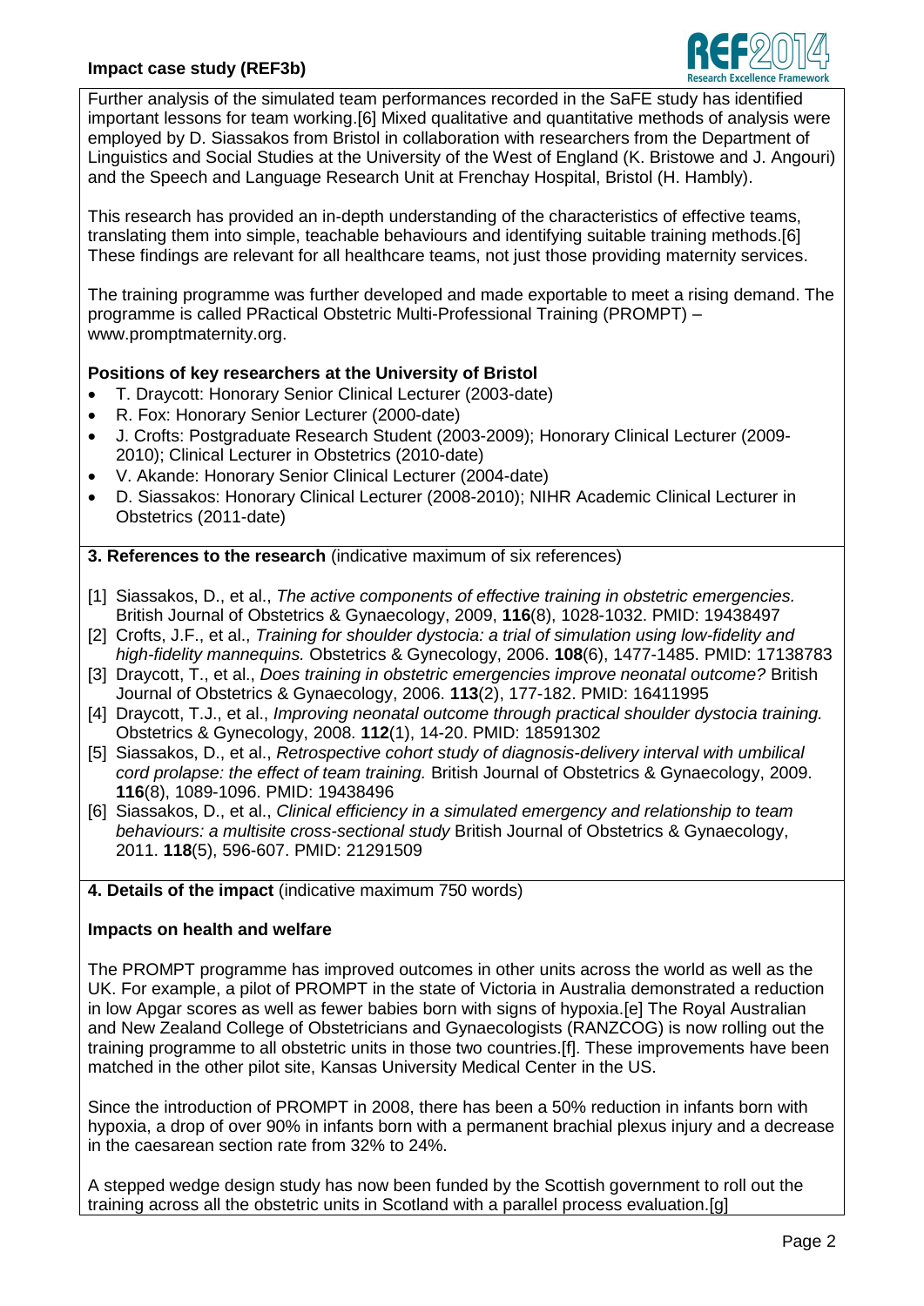Further analysis of the simulated team performances recorded in the SaFE study has identified important lessons for team working.[6] Mixed qualitative and quantitative methods of analysis were employed by D. Siassakos from Bristol in collaboration with researchers from the Department of Linguistics and Social Studies at the University of the West of England (K. Bristowe and J. Angouri) and the Speech and Language Research Unit at Frenchay Hospital, Bristol (H. Hambly).

This research has provided an in-depth understanding of the characteristics of effective teams, translating them into simple, teachable behaviours and identifying suitable training methods.[6] These findings are relevant for all healthcare teams, not just those providing maternity services.

The training programme was further developed and made exportable to meet a rising demand. The programme is called PRactical Obstetric Multi-Professional Training (PROMPT) – www.promptmaternity.org.

**Positions of key researchers at the University of Bristol**

- T. Draycott: Honorary Senior Clinical Lecturer (2003-date)
- R. Fox: Honorary Senior Lecturer (2000-date)
- J. Crofts: Postgraduate Research Student (2003-2009); Honorary Clinical Lecturer (2009-2010); Clinical Lecturer in Obstetrics (2010-date)
- V. Akande: Honorary Senior Clinical Lecturer (2004-date)
- D. Siassakos: Honorary Clinical Lecturer (2008-2010); NIHR Academic Clinical Lecturer in Obstetrics (2011-date)

## 3. References to the research (indicative maximum of six references)

[1] Siassakos, D., et al., *The active components of effective training in obstetric emergencies.* British Journal of Obstetrics & Gynaecology, 2009, **116**(8), 1028-1032. PMID: 19438497

[2] Crofts, J.F., et al., *Training for shoulder dystocia: a trial of simulation using low-fidelity and high-fidelity mannequins.* Obstetrics & Gynecology, 2006. **108**(6), 1477-1485. PMID: 17138783

[3] Draycott, T., et al., *Does training in obstetric emergencies improve neonatal outcome?* British Journal of Obstetrics & Gynaecology, 2006. **113**(2), 177-182. PMID: 16411995

[4] Draycott, T.J., et al., *Improving neonatal outcome through practical shoulder dystocia training.* Obstetrics & Gynecology, 2008. **112**(1), 14-20. PMID: 18591302

[5] Siassakos, D., et al., *Retrospective cohort study of diagnosis-delivery interval with umbilical cord prolapse: the effect of team training.* British Journal of Obstetrics & Gynaecology, 2009. **116**(8), 1089-1096. PMID: 19438496

[6] Siassakos, D., et al., *Clinical efficiency in a simulated emergency and relationship to team behaviours: a multisite cross-sectional study* British Journal of Obstetrics & Gynaecology, 2011. **118**(5), 596-607. PMID: 21291509

## 4. Details of the impact (indicative maximum 750 words)

**Impacts on health and welfare**

The PROMPT programme has improved outcomes in other units across the world as well as the UK. For example, a pilot of PROMPT in the state of Victoria in Australia demonstrated a reduction in low Apgar scores as well as fewer babies born with signs of hypoxia.[e] The Royal Australian and New Zealand College of Obstetricians and Gynaecologists (RANZCOG) is now rolling out the training programme to all obstetric units in those two countries.[f]. These improvements have been matched in the other pilot site, Kansas University Medical Center in the US.

Since the introduction of PROMPT in 2008, there has been a 50% reduction in infants born with hypoxia, a drop of over 90% in infants born with a permanent brachial plexus injury and a decrease in the caesarean section rate from 32% to 24%.

A stepped wedge design study has now been funded by the Scottish government to roll out the training across all the obstetric units in Scotland with a parallel process evaluation.[g]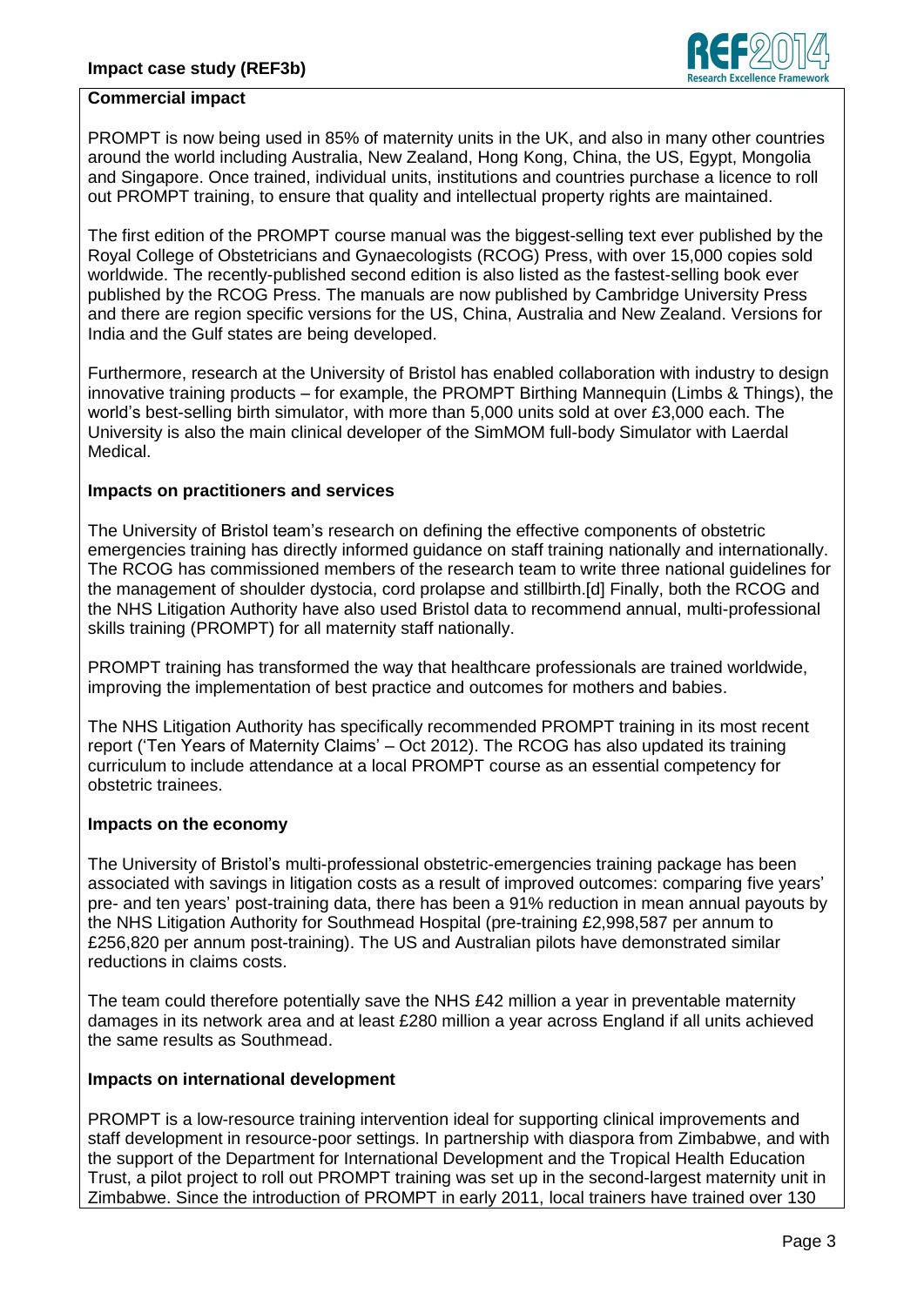**Commercial impact**

PROMPT is now being used in 85% of maternity units in the UK, and also in many other countries around the world including Australia, New Zealand, Hong Kong, China, the US, Egypt, Mongolia and Singapore. Once trained, individual units, institutions and countries purchase a licence to roll out PROMPT training, to ensure that quality and intellectual property rights are maintained.

The first edition of the PROMPT course manual was the biggest-selling text ever published by the Royal College of Obstetricians and Gynaecologists (RCOG) Press, with over 15,000 copies sold worldwide. The recently-published second edition is also listed as the fastest-selling book ever published by the RCOG Press. The manuals are now published by Cambridge University Press and there are region specific versions for the US, China, Australia and New Zealand. Versions for India and the Gulf states are being developed.

Furthermore, research at the University of Bristol has enabled collaboration with industry to design innovative training products – for example, the PROMPT Birthing Mannequin (Limbs & Things), the world's best-selling birth simulator, with more than 5,000 units sold at over £3,000 each. The University is also the main clinical developer of the SimMOM full-body Simulator with Laerdal Medical.

**Impacts on practitioners and services**

The University of Bristol team's research on defining the effective components of obstetric emergencies training has directly informed guidance on staff training nationally and internationally. The RCOG has commissioned members of the research team to write three national guidelines for the management of shoulder dystocia, cord prolapse and stillbirth.[d] Finally, both the RCOG and the NHS Litigation Authority have also used Bristol data to recommend annual, multi-professional skills training (PROMPT) for all maternity staff nationally.

PROMPT training has transformed the way that healthcare professionals are trained worldwide, improving the implementation of best practice and outcomes for mothers and babies.

The NHS Litigation Authority has specifically recommended PROMPT training in its most recent report ('Ten Years of Maternity Claims' – Oct 2012). The RCOG has also updated its training curriculum to include attendance at a local PROMPT course as an essential competency for obstetric trainees.

**Impacts on the economy**

The University of Bristol's multi-professional obstetric-emergencies training package has been associated with savings in litigation costs as a result of improved outcomes: comparing five years' pre- and ten years' post-training data, there has been a 91% reduction in mean annual payouts by the NHS Litigation Authority for Southmead Hospital (pre-training £2,998,587 per annum to £256,820 per annum post-training). The US and Australian pilots have demonstrated similar reductions in claims costs.

The team could therefore potentially save the NHS £42 million a year in preventable maternity damages in its network area and at least £280 million a year across England if all units achieved the same results as Southmead.

**Impacts on international development**

PROMPT is a low-resource training intervention ideal for supporting clinical improvements and staff development in resource-poor settings. In partnership with diaspora from Zimbabwe, and with the support of the Department for International Development and the Tropical Health Education Trust, a pilot project to roll out PROMPT training was set up in the second-largest maternity unit in Zimbabwe. Since the introduction of PROMPT in early 2011, local trainers have trained over 130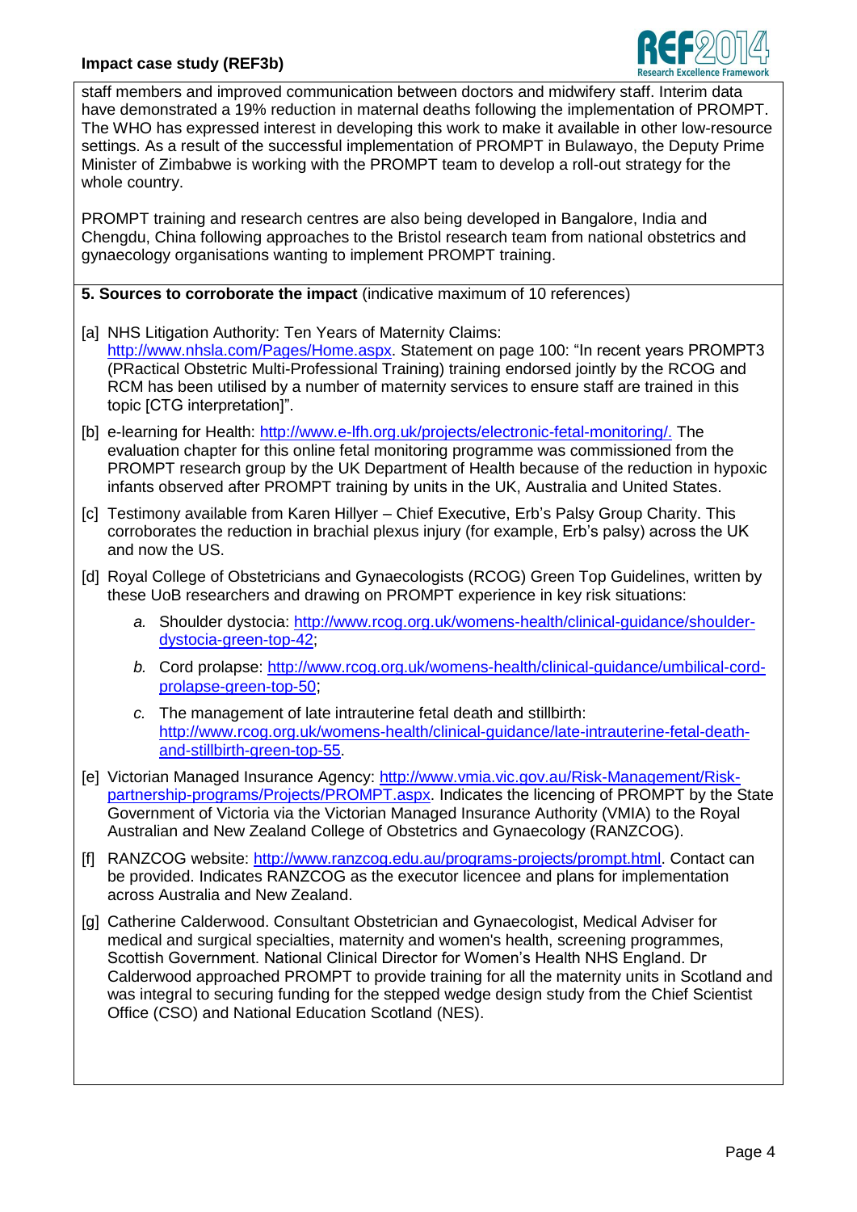staff members and improved communication between doctors and midwifery staff. Interim data have demonstrated a 19% reduction in maternal deaths following the implementation of PROMPT. The WHO has expressed interest in developing this work to make it available in other low-resource settings. As a result of the successful implementation of PROMPT in Bulawayo, the Deputy Prime Minister of Zimbabwe is working with the PROMPT team to develop a roll-out strategy for the whole country.

PROMPT training and research centres are also being developed in Bangalore, India and Chengdu, China following approaches to the Bristol research team from national obstetrics and gynaecology organisations wanting to implement PROMPT training.

**5. Sources to corroborate the impact** (indicative maximum of 10 references)

[a] NHS Litigation Authority: Ten Years of Maternity Claims: http://www.nhsla.com/Pages/Home.aspx. Statement on page 100: "In recent years PROMPT3 (PRactical Obstetric Multi-Professional Training) training endorsed jointly by the RCOG and RCM has been utilised by a number of maternity services to ensure staff are trained in this topic [CTG interpretation]".

[b] e-learning for Health: http://www.e-lfh.org.uk/projects/electronic-fetal-monitoring/. The evaluation chapter for this online fetal monitoring programme was commissioned from the PROMPT research group by the UK Department of Health because of the reduction in hypoxic infants observed after PROMPT training by units in the UK, Australia and United States.

[c] Testimony available from Karen Hillyer – Chief Executive, Erb's Palsy Group Charity. This corroborates the reduction in brachial plexus injury (for example, Erb's palsy) across the UK and now the US.

[d] Royal College of Obstetricians and Gynaecologists (RCOG) Green Top Guidelines, written by these UoB researchers and drawing on PROMPT experience in key risk situations:

*a.* Shoulder dystocia: http://www.rcog.org.uk/womens-health/clinical-guidance/shoulder-dystocia-green-top-42;

*b.* Cord prolapse: http://www.rcog.org.uk/womens-health/clinical-guidance/umbilical-cord-prolapse-green-top-50;

*c.* The management of late intrauterine fetal death and stillbirth: http://www.rcog.org.uk/womens-health/clinical-guidance/late-intrauterine-fetal-death-and-stillbirth-green-top-55.

[e] Victorian Managed Insurance Agency: http://www.vmia.vic.gov.au/Risk-Management/Risk-partnership-programs/Projects/PROMPT.aspx. Indicates the licencing of PROMPT by the State Government of Victoria via the Victorian Managed Insurance Authority (VMIA) to the Royal Australian and New Zealand College of Obstetrics and Gynaecology (RANZCOG).

[f] RANZCOG website: http://www.ranzcog.edu.au/programs-projects/prompt.html. Contact can be provided. Indicates RANZCOG as the executor licencee and plans for implementation across Australia and New Zealand.

[g] Catherine Calderwood. Consultant Obstetrician and Gynaecologist, Medical Adviser for medical and surgical specialties, maternity and women's health, screening programmes, Scottish Government. National Clinical Director for Women's Health NHS England. Dr Calderwood approached PROMPT to provide training for all the maternity units in Scotland and was integral to securing funding for the stepped wedge design study from the Chief Scientist Office (CSO) and National Education Scotland (NES).